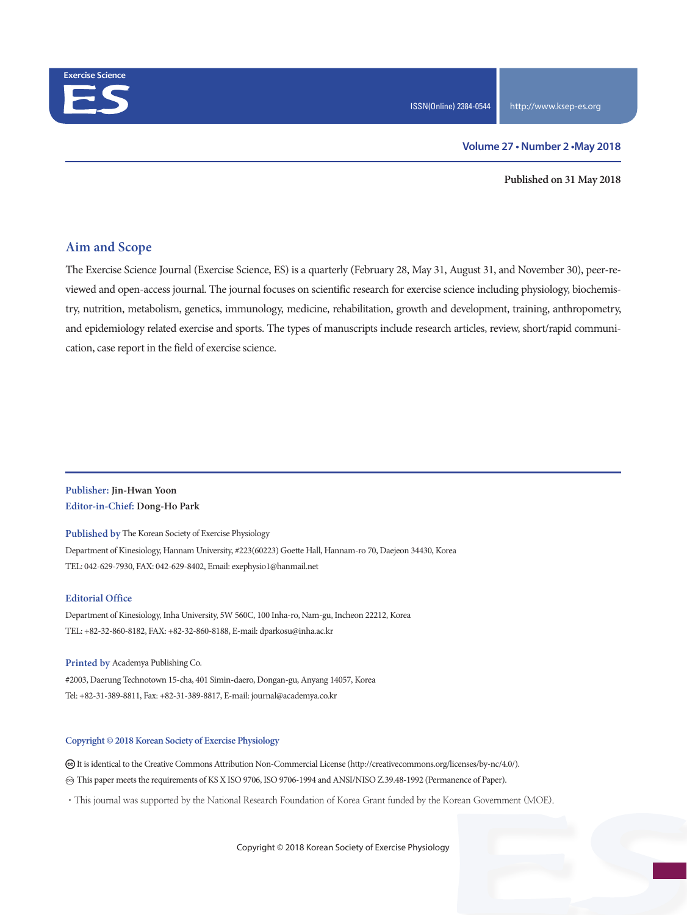Exercise Science

ES

ISSN(Online) 2384-0544 http://www.ksep-es.org

**Volume 27 • Number 2 •May 2018**

**Published on 31 May 2018**

## Aim and Scope

The Exercise Science Journal (Exercise Science, ES) is a quarterly (February 28, May 31, August 31, and November 30), peer-reviewed and open-access journal. The journal focuses on scientific research for exercise science including physiology, biochemistry, nutrition, metabolism, genetics, immunology, medicine, rehabilitation, growth and development, training, anthropometry, and epidemiology related exercise and sports. The types of manuscripts include research articles, review, short/rapid communication, case report in the field of exercise science.

**Publisher:** **Jin-Hwan Yoon**
**Editor-in-Chief:** **Dong-Ho Park**

**Published by** The Korean Society of Exercise Physiology
Department of Kinesiology, Hannam University, #223(60223) Goette Hall, Hannam-ro 70, Daejeon 34430, Korea
TEL: 042-629-7930, FAX: 042-629-8402, Email: exephysio1@hanmail.net

**Editorial Office**
Department of Kinesiology, Inha University, 5W 560C, 100 Inha-ro, Nam-gu, Incheon 22212, Korea
TEL: +82-32-860-8182, FAX: +82-32-860-8188, E-mail: dparkosu@inha.ac.kr

**Printed by** Academya Publishing Co.
#2003, Daerung Technotown 15-cha, 401 Simin-daero, Dongan-gu, Anyang 14057, Korea
Tel: +82-31-389-8811, Fax: +82-31-389-8817, E-mail: journal@academya.co.kr

**Copyright © 2018 Korean Society of Exercise Physiology**

It is identical to the Creative Commons Attribution Non-Commercial License (http://creativecommons.org/licenses/by-nc/4.0/).
This paper meets the requirements of KS X ISO 9706, ISO 9706-1994 and ANSI/NISO Z.39.48-1992 (Permanence of Paper).

• This journal was supported by the National Research Foundation of Korea Grant funded by the Korean Government (MOE).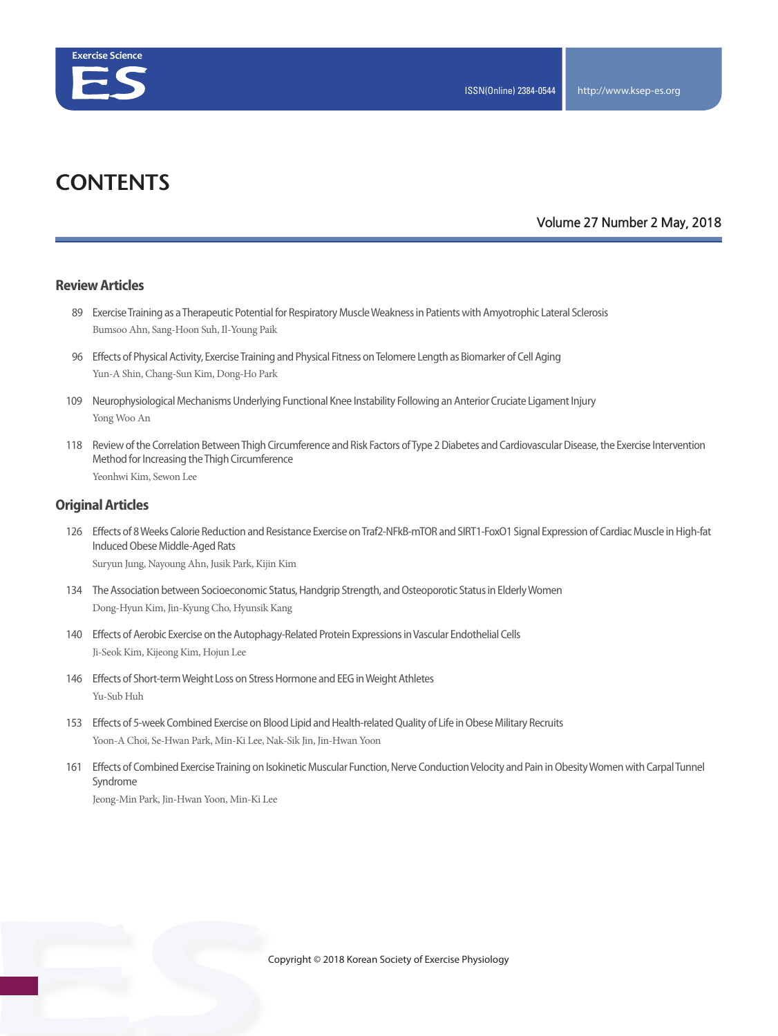# CONTENTS

Volume 27 Number 2 May, 2018

## Review Articles

89 Exercise Training as a Therapeutic Potential for Respiratory Muscle Weakness in Patients with Amyotrophic Lateral Sclerosis
Bumsoo Ahn, Sang-Hoon Suh, Il-Young Paik

96 Effects of Physical Activity, Exercise Training and Physical Fitness on Telomere Length as Biomarker of Cell Aging
Yun-A Shin, Chang-Sun Kim, Dong-Ho Park

109 Neurophysiological Mechanisms Underlying Functional Knee Instability Following an Anterior Cruciate Ligament Injury
Yong Woo An

118 Review of the Correlation Between Thigh Circumference and Risk Factors of Type 2 Diabetes and Cardiovascular Disease, the Exercise Intervention Method for Increasing the Thigh Circumference
Yeonhwi Kim, Sewon Lee

## Original Articles

126 Effects of 8 Weeks Calorie Reduction and Resistance Exercise on Traf2-NFkB-mTOR and SIRT1-FoxO1 Signal Expression of Cardiac Muscle in High-fat Induced Obese Middle-Aged Rats
Suryun Jung, Nayoung Ahn, Jusik Park, Kijin Kim

134 The Association between Socioeconomic Status, Handgrip Strength, and Osteoporotic Status in Elderly Women
Dong-Hyun Kim, Jin-Kyung Cho, Hyunsik Kang

140 Effects of Aerobic Exercise on the Autophagy-Related Protein Expressions in Vascular Endothelial Cells
Ji-Seok Kim, Kijeong Kim, Hojun Lee

146 Effects of Short-term Weight Loss on Stress Hormone and EEG in Weight Athletes
Yu-Sub Huh

153 Effects of 5-week Combined Exercise on Blood Lipid and Health-related Quality of Life in Obese Military Recruits
Yoon-A Choi, Se-Hwan Park, Min-Ki Lee, Nak-Sik Jin, Jin-Hwan Yoon

161 Effects of Combined Exercise Training on Isokinetic Muscular Function, Nerve Conduction Velocity and Pain in Obesity Women with Carpal Tunnel Syndrome
Jeong-Min Park, Jin-Hwan Yoon, Min-Ki Lee

Copyright © 2018 Korean Society of Exercise Physiology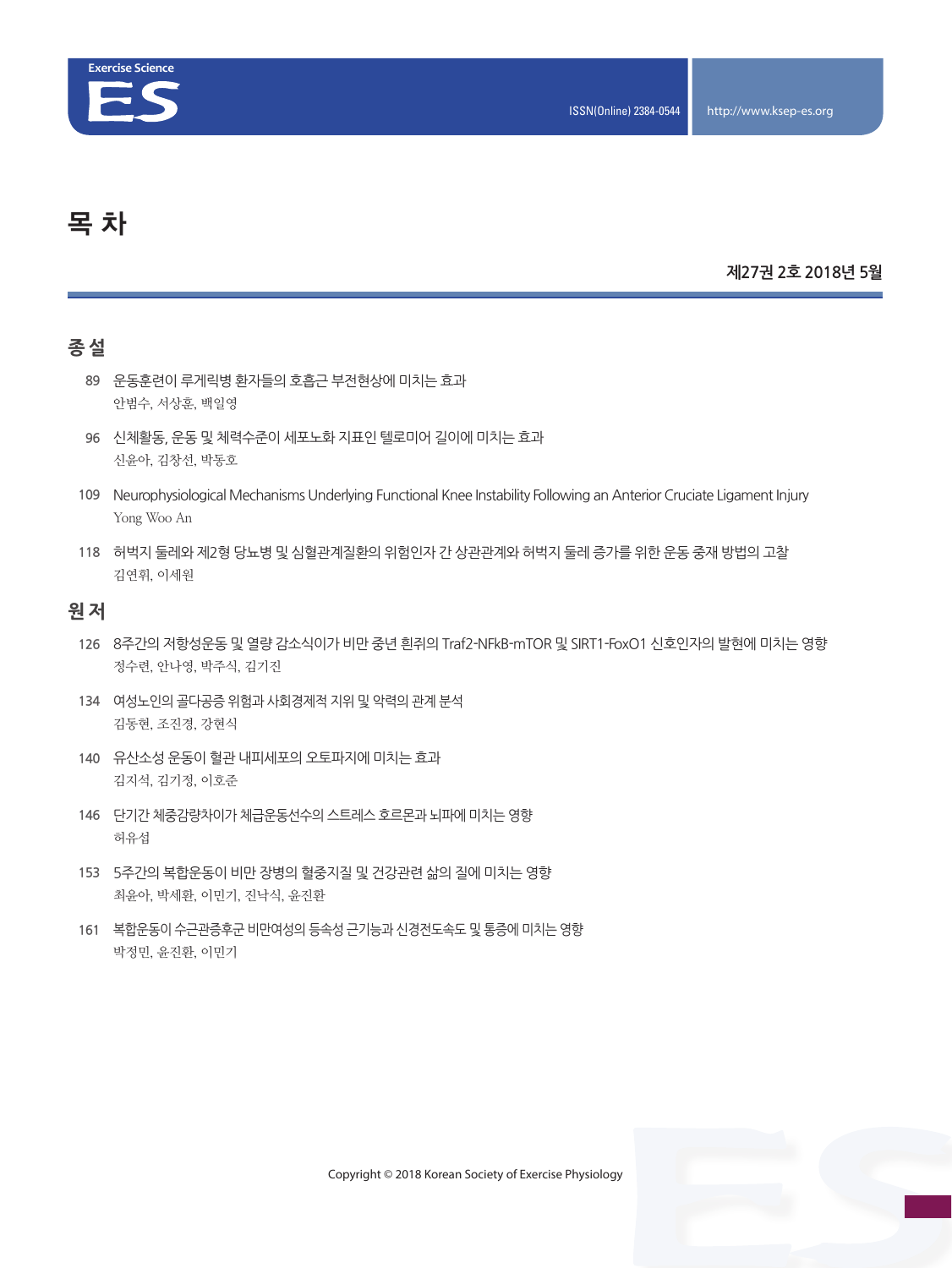# 목 차

**제27권 2호 2018년 5월**

## 종 설

89 운동훈련이 루게릭병 환자들의 호흡근 부전현상에 미치는 효과
안범수, 서상훈, 백일영

96 신체활동, 운동 및 체력수준이 세포노화 지표인 텔로미어 길이에 미치는 효과
신윤아, 김창선, 박동호

109 Neurophysiological Mechanisms Underlying Functional Knee Instability Following an Anterior Cruciate Ligament Injury
Yong Woo An

118 허벅지 둘레와 제2형 당뇨병 및 심혈관계질환의 위험인자 간 상관관계와 허벅지 둘레 증가를 위한 운동 중재 방법의 고찰
김연휘, 이세원

## 원 저

126 8주간의 저항성운동 및 열량 감소식이가 비만 중년 흰쥐의 Traf2-NFkB-mTOR 및 SIRT1-FoxO1 신호인자의 발현에 미치는 영향
정수련, 안나영, 박주식, 김기진

134 여성노인의 골다공증 위험과 사회경제적 지위 및 악력의 관계 분석
김동현, 조진경, 강현식

140 유산소성 운동이 혈관 내피세포의 오토파지에 미치는 효과
김지석, 김기정, 이호준

146 단기간 체중감량차이가 체급운동선수의 스트레스 호르몬과 뇌파에 미치는 영향
허유섭

153 5주간의 복합운동이 비만 장병의 혈중지질 및 건강관련 삶의 질에 미치는 영향
최윤아, 박세환, 이민기, 진낙식, 윤진환

161 복합운동이 수근관증후군 비만여성의 등속성 근기능과 신경전도속도 및 통증에 미치는 영향
박정민, 윤진환, 이민기

Copyright © 2018 Korean Society of Exercise Physiology